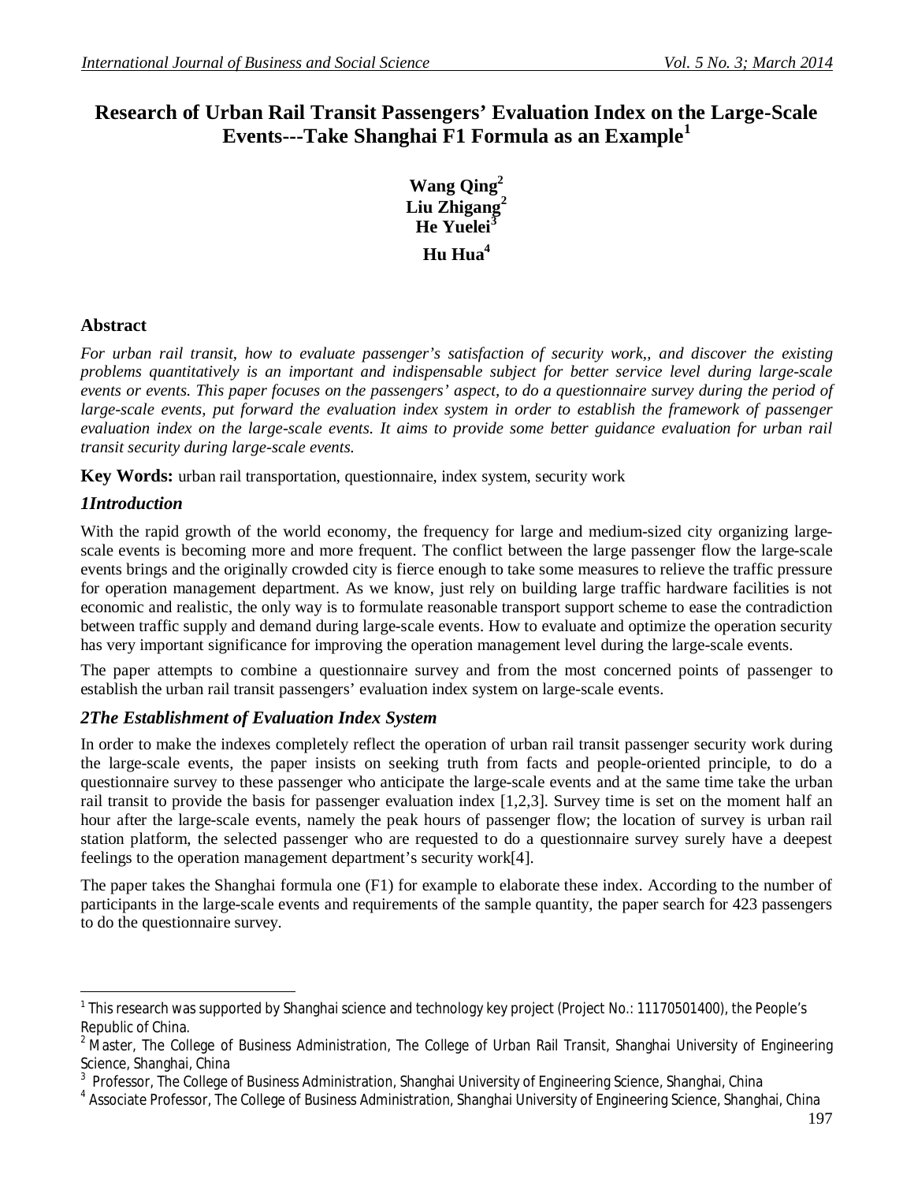# Research of Urban Rail Transit Passengers' Evaluation Index on the Large-Scale Events---Take Shanghai F1 Formula as an Example[1]

**Wang Qing[2]**
**Liu Zhigang[2]**
**He Yuelei[3]**
**Hu Hua[4]**

## Abstract

*For urban rail transit, how to evaluate passenger's satisfaction of security work,, and discover the existing problems quantitatively is an important and indispensable subject for better service level during large-scale events or events. This paper focuses on the passengers' aspect, to do a questionnaire survey during the period of large-scale events, put forward the evaluation index system in order to establish the framework of passenger evaluation index on the large-scale events. It aims to provide some better guidance evaluation for urban rail transit security during large-scale events.*

**Key Words:** urban rail transportation, questionnaire, index system, security work

## *1Introduction*

With the rapid growth of the world economy, the frequency for large and medium-sized city organizing large-scale events is becoming more and more frequent. The conflict between the large passenger flow the large-scale events brings and the originally crowded city is fierce enough to take some measures to relieve the traffic pressure for operation management department. As we know, just rely on building large traffic hardware facilities is not economic and realistic, the only way is to formulate reasonable transport support scheme to ease the contradiction between traffic supply and demand during large-scale events. How to evaluate and optimize the operation security has very important significance for improving the operation management level during the large-scale events.

The paper attempts to combine a questionnaire survey and from the most concerned points of passenger to establish the urban rail transit passengers' evaluation index system on large-scale events.

## *2The Establishment of Evaluation Index System*

In order to make the indexes completely reflect the operation of urban rail transit passenger security work during the large-scale events, the paper insists on seeking truth from facts and people-oriented principle, to do a questionnaire survey to these passenger who anticipate the large-scale events and at the same time take the urban rail transit to provide the basis for passenger evaluation index [1,2,3]. Survey time is set on the moment half an hour after the large-scale events, namely the peak hours of passenger flow; the location of survey is urban rail station platform, the selected passenger who are requested to do a questionnaire survey surely have a deepest feelings to the operation management department's security work[4].

The paper takes the Shanghai formula one (F1) for example to elaborate these index. According to the number of participants in the large-scale events and requirements of the sample quantity, the paper search for 423 passengers to do the questionnaire survey.

---

[1] This research was supported by Shanghai science and technology key project (Project No.: 11170501400), the People's Republic of China.

[2] Master, The College of Business Administration, The College of Urban Rail Transit, Shanghai University of Engineering Science, Shanghai, China

[3] Professor, The College of Business Administration, Shanghai University of Engineering Science, Shanghai, China

[4] Associate Professor, The College of Business Administration, Shanghai University of Engineering Science, Shanghai, China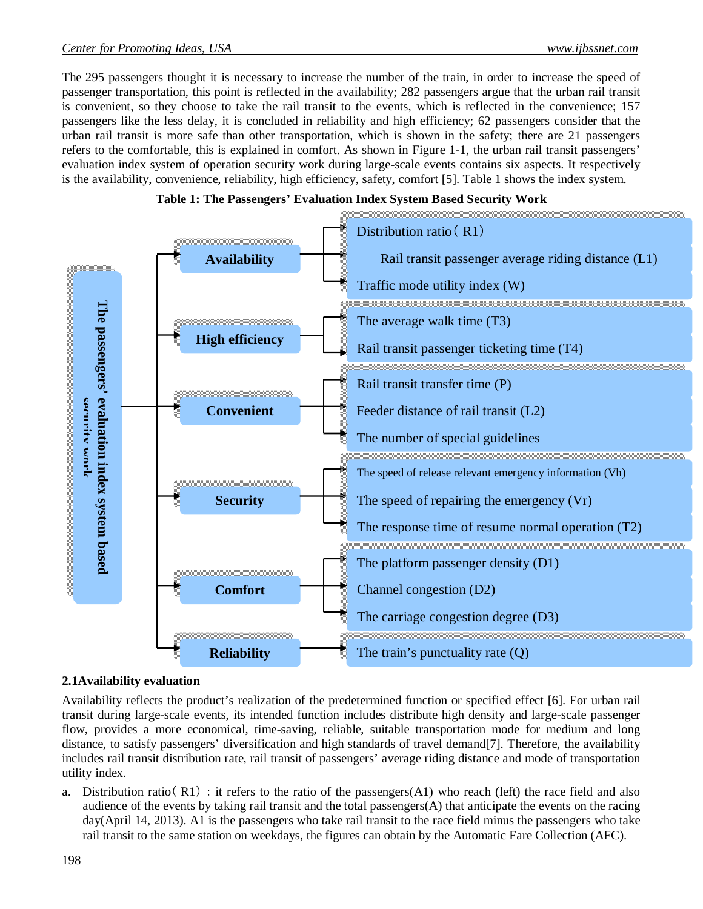The 295 passengers thought it is necessary to increase the number of the train, in order to increase the speed of passenger transportation, this point is reflected in the availability; 282 passengers argue that the urban rail transit is convenient, so they choose to take the rail transit to the events, which is reflected in the convenience; 157 passengers like the less delay, it is concluded in reliability and high efficiency; 62 passengers consider that the urban rail transit is more safe than other transportation, which is shown in the safety; there are 21 passengers refers to the comfortable, this is explained in comfort. As shown in Figure 1-1, the urban rail transit passengers' evaluation index system of operation security work during large-scale events contains six aspects. It respectively is the availability, convenience, reliability, high efficiency, safety, comfort [5]. Table 1 shows the index system.

**Table 1: The Passengers' Evaluation Index System Based Security Work**

| The passengers' evaluation index system based security work | | |
|---|---|---|
| | **Availability** | Distribution ratio（R1） |
| | | Rail transit passenger average riding distance (L1) |
| | | Traffic mode utility index (W) |
| | **High efficiency** | The average walk time (T3) |
| | | Rail transit passenger ticketing time (T4) |
| | **Convenient** | Rail transit transfer time (P) |
| | | Feeder distance of rail transit (L2) |
| | | The number of special guidelines |
| | **Security** | The speed of release relevant emergency information (Vh) |
| | | The speed of repairing the emergency (Vr) |
| | | The response time of resume normal operation (T2) |
| | **Comfort** | The platform passenger density (D1) |
| | | Channel congestion (D2) |
| | | The carriage congestion degree (D3) |
| | **Reliability** | The train's punctuality rate (Q) |

### 2.1Availability evaluation

Availability reflects the product's realization of the predetermined function or specified effect [6]. For urban rail transit during large-scale events, its intended function includes distribute high density and large-scale passenger flow, provides a more economical, time-saving, reliable, suitable transportation mode for medium and long distance, to satisfy passengers' diversification and high standards of travel demand[7]. Therefore, the availability includes rail transit distribution rate, rail transit of passengers' average riding distance and mode of transportation utility index.

a. Distribution ratio（R1）: it refers to the ratio of the passengers(A1) who reach (left) the race field and also audience of the events by taking rail transit and the total passengers(A) that anticipate the events on the racing day(April 14, 2013). A1 is the passengers who take rail transit to the race field minus the passengers who take rail transit to the same station on weekdays, the figures can obtain by the Automatic Fare Collection (AFC).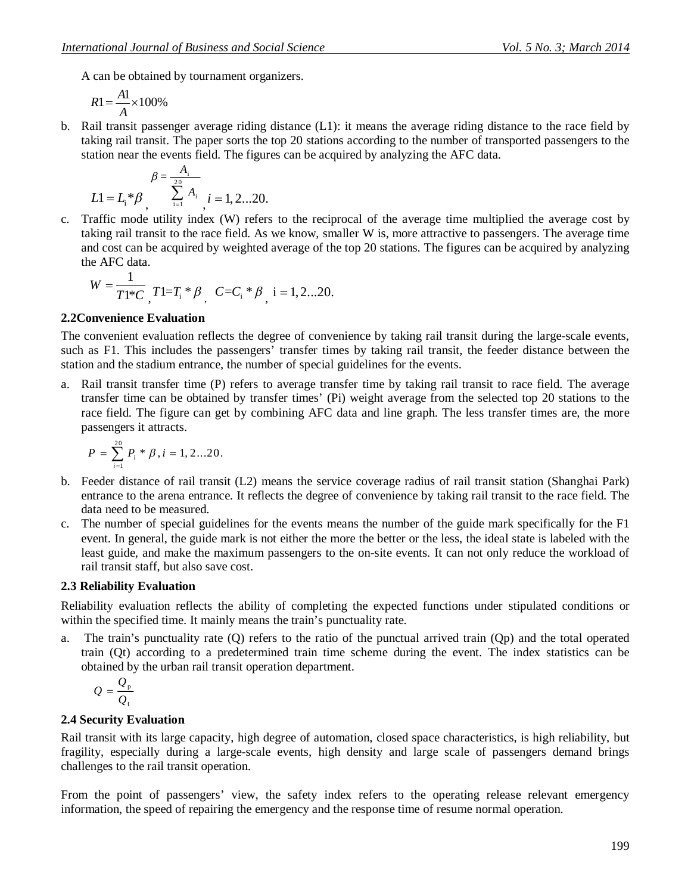A can be obtained by tournament organizers.

$$R1 = \frac{A1}{A} \times 100\%$$

b. Rail transit passenger average riding distance (L1): it means the average riding distance to the race field by taking rail transit. The paper sorts the top 20 stations according to the number of transported passengers to the station near the events field. The figures can be acquired by analyzing the AFC data.

$$L1 = L_i * \beta, \quad \beta = \frac{A_i}{\sum_{i=1}^{20} A_i}, \quad i = 1, 2 \ldots 20.$$

c. Traffic mode utility index (W) refers to the reciprocal of the average time multiplied the average cost by taking rail transit to the race field. As we know, smaller W is, more attractive to passengers. The average time and cost can be acquired by weighted average of the top 20 stations. The figures can be acquired by analyzing the AFC data.

$$W = \frac{1}{T1 * C}, \quad T1 = T_i * \beta, \quad C = C_i * \beta, \quad i = 1, 2 \ldots 20.$$

### 2.2Convenience Evaluation

The convenient evaluation reflects the degree of convenience by taking rail transit during the large-scale events, such as F1. This includes the passengers' transfer times by taking rail transit, the feeder distance between the station and the stadium entrance, the number of special guidelines for the events.

a. Rail transit transfer time (P) refers to average transfer time by taking rail transit to race field. The average transfer time can be obtained by transfer times' (Pi) weight average from the selected top 20 stations to the race field. The figure can get by combining AFC data and line graph. The less transfer times are, the more passengers it attracts.

$$P = \sum_{i=1}^{20} P_i * \beta, i = 1, 2 \ldots 20.$$

b. Feeder distance of rail transit (L2) means the service coverage radius of rail transit station (Shanghai Park) entrance to the arena entrance. It reflects the degree of convenience by taking rail transit to the race field. The data need to be measured.

c. The number of special guidelines for the events means the number of the guide mark specifically for the F1 event. In general, the guide mark is not either the more the better or the less, the ideal state is labeled with the least guide, and make the maximum passengers to the on-site events. It can not only reduce the workload of rail transit staff, but also save cost.

### 2.3 Reliability Evaluation

Reliability evaluation reflects the ability of completing the expected functions under stipulated conditions or within the specified time. It mainly means the train's punctuality rate.

a. The train's punctuality rate (Q) refers to the ratio of the punctual arrived train (Qp) and the total operated train (Qt) according to a predetermined train time scheme during the event. The index statistics can be obtained by the urban rail transit operation department.

$$Q = \frac{Q_p}{Q_t}$$

### 2.4 Security Evaluation

Rail transit with its large capacity, high degree of automation, closed space characteristics, is high reliability, but fragility, especially during a large-scale events, high density and large scale of passengers demand brings challenges to the rail transit operation.

From the point of passengers' view, the safety index refers to the operating release relevant emergency information, the speed of repairing the emergency and the response time of resume normal operation.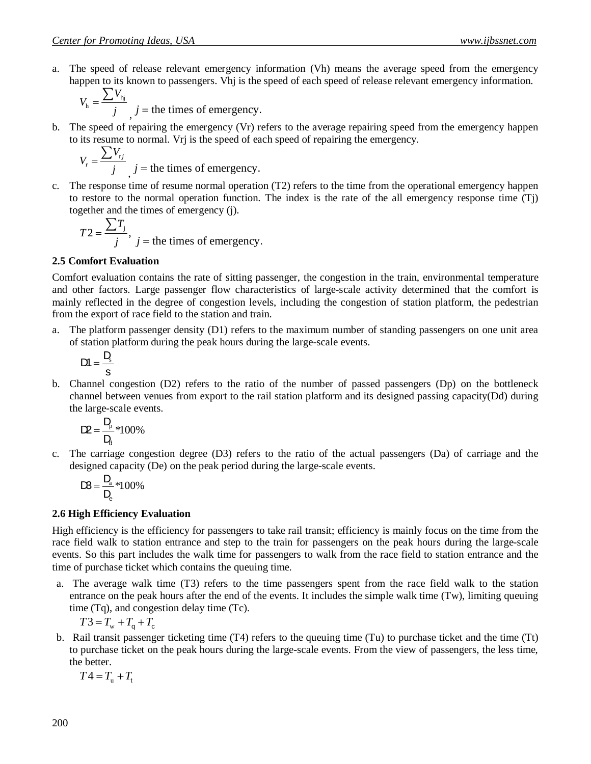a. The speed of release relevant emergency information (Vh) means the average speed from the emergency happen to its known to passengers. Vhj is the speed of each speed of release relevant emergency information.

$$V_{\mathrm{h}} = \frac{\sum V_{\mathrm{hj}}}{j}, \; j = \text{the times of emergency.}$$

b. The speed of repairing the emergency (Vr) refers to the average repairing speed from the emergency happen to its resume to normal. Vrj is the speed of each speed of repairing the emergency.

$$V_{\mathrm{r}} = \frac{\sum V_{\mathrm{r}j}}{j}, \; j = \text{the times of emergency.}$$

c. The response time of resume normal operation (T2) refers to the time from the operational emergency happen to restore to the normal operation function. The index is the rate of the all emergency response time (Tj) together and the times of emergency (j).

$$T2 = \frac{\sum T_{\mathrm{j}}}{j}, \; j = \text{the times of emergency.}$$

**2.5 Comfort Evaluation**

Comfort evaluation contains the rate of sitting passenger, the congestion in the train, environmental temperature and other factors. Large passenger flow characteristics of large-scale activity determined that the comfort is mainly reflected in the degree of congestion levels, including the congestion of station platform, the pedestrian from the export of race field to the station and train.

a. The platform passenger density (D1) refers to the maximum number of standing passengers on one unit area of station platform during the peak hours during the large-scale events.

$$D1 = \frac{D_{\mathrm{s}}}{S}$$

b. Channel congestion (D2) refers to the ratio of the number of passed passengers (Dp) on the bottleneck channel between venues from export to the rail station platform and its designed passing capacity(Dd) during the large-scale events.

$$D2 = \frac{D_{\mathrm{p}}}{D_{\mathrm{d}}} * 100\%$$

c. The carriage congestion degree (D3) refers to the ratio of the actual passengers (Da) of carriage and the designed capacity (De) on the peak period during the large-scale events.

$$D3 = \frac{D_{\mathrm{a}}}{D_{\mathrm{e}}} * 100\%$$

**2.6 High Efficiency Evaluation**

High efficiency is the efficiency for passengers to take rail transit; efficiency is mainly focus on the time from the race field walk to station entrance and step to the train for passengers on the peak hours during the large-scale events. So this part includes the walk time for passengers to walk from the race field to station entrance and the time of purchase ticket which contains the queuing time.

a. The average walk time (T3) refers to the time passengers spent from the race field walk to the station entrance on the peak hours after the end of the events. It includes the simple walk time (Tw), limiting queuing time (Tq), and congestion delay time (Tc).

$$T3 = T_{\mathrm{w}} + T_{\mathrm{q}} + T_{\mathrm{c}}$$

b. Rail transit passenger ticketing time (T4) refers to the queuing time (Tu) to purchase ticket and the time (Tt) to purchase ticket on the peak hours during the large-scale events. From the view of passengers, the less time, the better.

$$T4 = T_{\mathrm{u}} + T_{\mathrm{t}}$$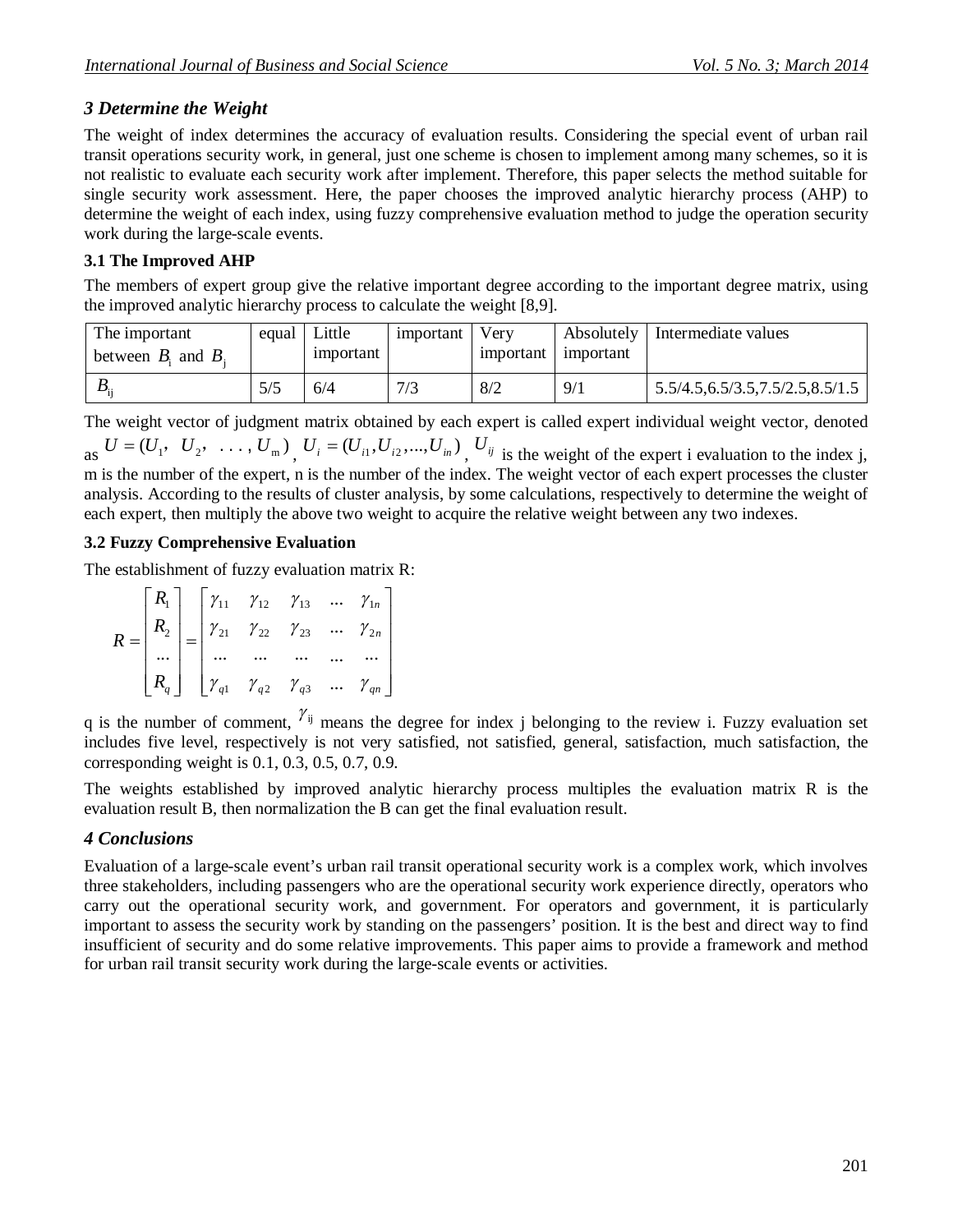## 3 Determine the Weight

The weight of index determines the accuracy of evaluation results. Considering the special event of urban rail transit operations security work, in general, just one scheme is chosen to implement among many schemes, so it is not realistic to evaluate each security work after implement. Therefore, this paper selects the method suitable for single security work assessment. Here, the paper chooses the improved analytic hierarchy process (AHP) to determine the weight of each index, using fuzzy comprehensive evaluation method to judge the operation security work during the large-scale events.

### 3.1 The Improved AHP

The members of expert group give the relative important degree according to the important degree matrix, using the improved analytic hierarchy process to calculate the weight [8,9].

| The important between $B_i$ and $B_j$ | equal | Little important | important | Very important | Absolutely important | Intermediate values |
|---|---|---|---|---|---|---|
| $B_{ij}$ | 5/5 | 6/4 | 7/3 | 8/2 | 9/1 | 5.5/4.5,6.5/3.5,7.5/2.5,8.5/1.5 |

The weight vector of judgment matrix obtained by each expert is called expert individual weight vector, denoted as $U = (U_1, \ U_2, \ \ldots, U_m)$, $U_i = (U_{i1}, U_{i2}, ..., U_{in})$, $U_{ij}$ is the weight of the expert i evaluation to the index j, m is the number of the expert, n is the number of the index. The weight vector of each expert processes the cluster analysis. According to the results of cluster analysis, by some calculations, respectively to determine the weight of each expert, then multiply the above two weight to acquire the relative weight between any two indexes.

### 3.2 Fuzzy Comprehensive Evaluation

The establishment of fuzzy evaluation matrix R:

$$R = \begin{bmatrix} R_1 \\ R_2 \\ \ldots \\ R_q \end{bmatrix} = \begin{bmatrix} \gamma_{11} & \gamma_{12} & \gamma_{13} & \ldots & \gamma_{1n} \\ \gamma_{21} & \gamma_{22} & \gamma_{23} & \ldots & \gamma_{2n} \\ \ldots & \ldots & \ldots & \ldots & \ldots \\ \gamma_{q1} & \gamma_{q2} & \gamma_{q3} & \ldots & \gamma_{qn} \end{bmatrix}$$

q is the number of comment, $\gamma_{ij}$ means the degree for index j belonging to the review i. Fuzzy evaluation set includes five level, respectively is not very satisfied, not satisfied, general, satisfaction, much satisfaction, the corresponding weight is 0.1, 0.3, 0.5, 0.7, 0.9.

The weights established by improved analytic hierarchy process multiples the evaluation matrix R is the evaluation result B, then normalization the B can get the final evaluation result.

## 4 Conclusions

Evaluation of a large-scale event's urban rail transit operational security work is a complex work, which involves three stakeholders, including passengers who are the operational security work experience directly, operators who carry out the operational security work, and government. For operators and government, it is particularly important to assess the security work by standing on the passengers' position. It is the best and direct way to find insufficient of security and do some relative improvements. This paper aims to provide a framework and method for urban rail transit security work during the large-scale events or activities.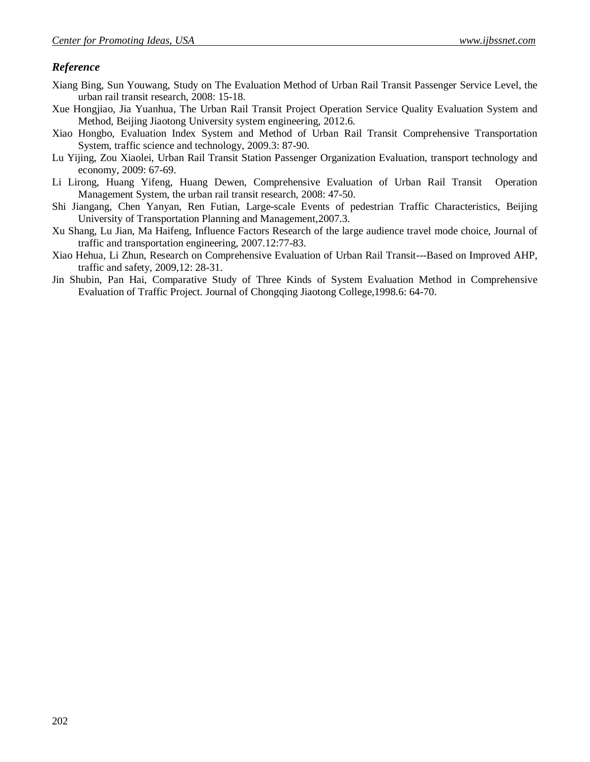## *Reference*

Xiang Bing, Sun Youwang, Study on The Evaluation Method of Urban Rail Transit Passenger Service Level, the urban rail transit research, 2008: 15-18.

Xue Hongjiao, Jia Yuanhua, The Urban Rail Transit Project Operation Service Quality Evaluation System and Method, Beijing Jiaotong University system engineering, 2012.6.

Xiao Hongbo, Evaluation Index System and Method of Urban Rail Transit Comprehensive Transportation System, traffic science and technology, 2009.3: 87-90.

Lu Yijing, Zou Xiaolei, Urban Rail Transit Station Passenger Organization Evaluation, transport technology and economy, 2009: 67-69.

Li Lirong, Huang Yifeng, Huang Dewen, Comprehensive Evaluation of Urban Rail Transit Operation Management System, the urban rail transit research, 2008: 47-50.

Shi Jiangang, Chen Yanyan, Ren Futian, Large-scale Events of pedestrian Traffic Characteristics, Beijing University of Transportation Planning and Management,2007.3.

Xu Shang, Lu Jian, Ma Haifeng, Influence Factors Research of the large audience travel mode choice, Journal of traffic and transportation engineering, 2007.12:77-83.

Xiao Hehua, Li Zhun, Research on Comprehensive Evaluation of Urban Rail Transit---Based on Improved AHP, traffic and safety, 2009,12: 28-31.

Jin Shubin, Pan Hai, Comparative Study of Three Kinds of System Evaluation Method in Comprehensive Evaluation of Traffic Project. Journal of Chongqing Jiaotong College,1998.6: 64-70.